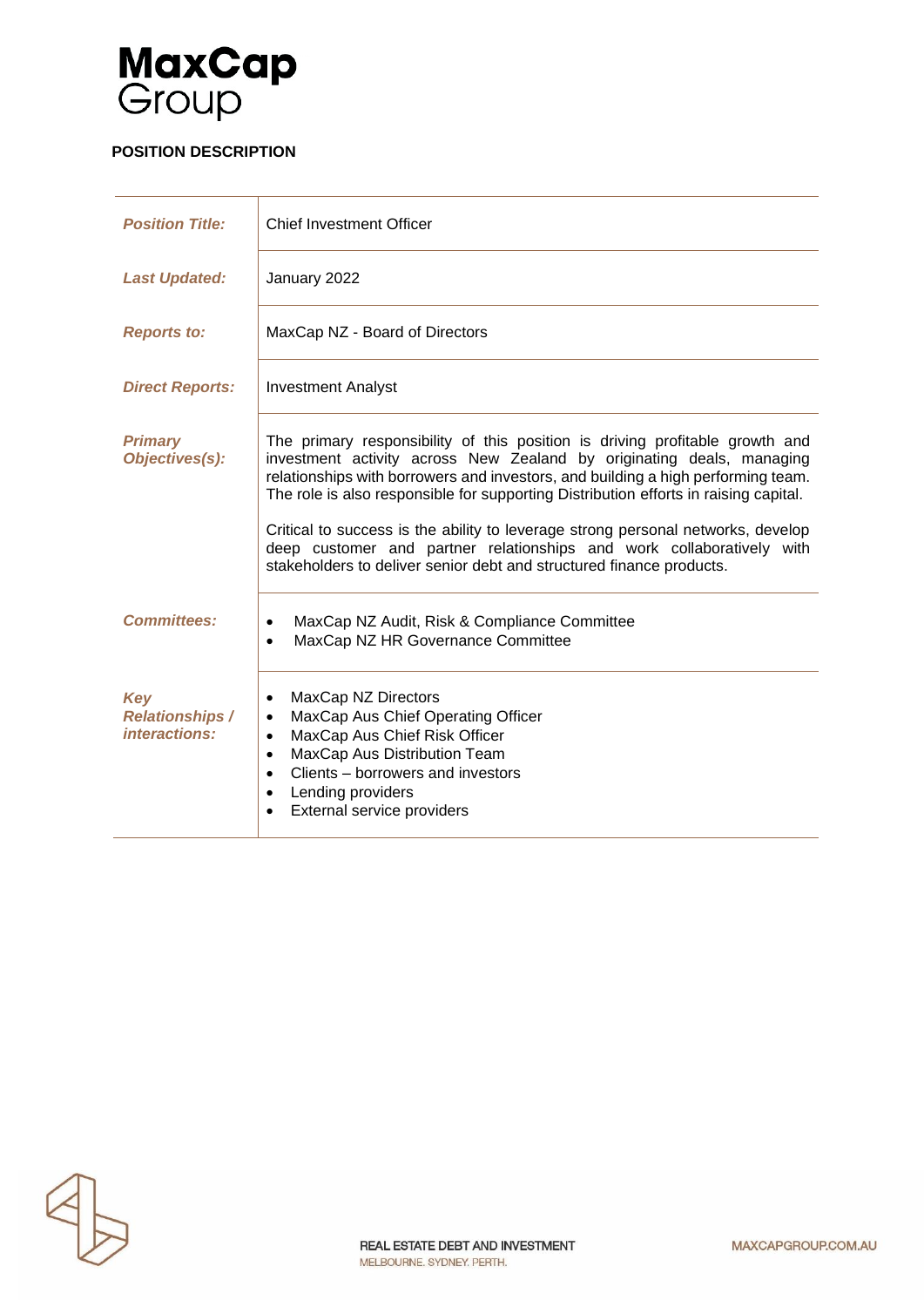# MaxCap Group

**POSITION DESCRIPTION**

| | |
|---|---|
| ***Position Title:*** | Chief Investment Officer |
| ***Last Updated:*** | January 2022 |
| ***Reports to:*** | MaxCap NZ - Board of Directors |
| ***Direct Reports:*** | Investment Analyst |
| ***Primary Objectives(s):*** | The primary responsibility of this position is driving profitable growth and investment activity across New Zealand by originating deals, managing relationships with borrowers and investors, and building a high performing team. The role is also responsible for supporting Distribution efforts in raising capital.<br><br>Critical to success is the ability to leverage strong personal networks, develop deep customer and partner relationships and work collaboratively with stakeholders to deliver senior debt and structured finance products. |
| ***Committees:*** | • MaxCap NZ Audit, Risk & Compliance Committee<br>• MaxCap NZ HR Governance Committee |
| ***Key Relationships / interactions:*** | • MaxCap NZ Directors<br>• MaxCap Aus Chief Operating Officer<br>• MaxCap Aus Chief Risk Officer<br>• MaxCap Aus Distribution Team<br>• Clients – borrowers and investors<br>• Lending providers<br>• External service providers |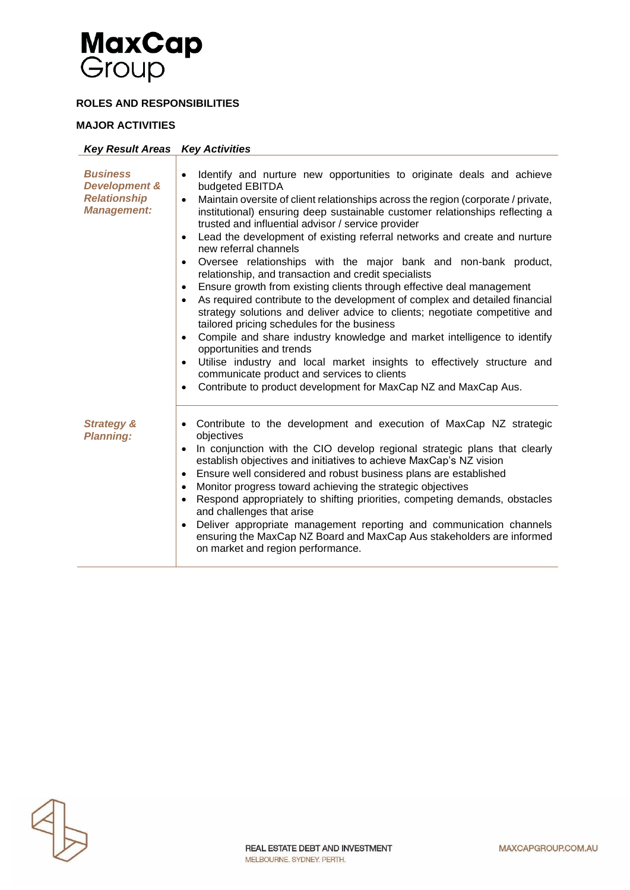**ROLES AND RESPONSIBILITIES**

**MAJOR ACTIVITIES**

| ***Key Result Areas*** | ***Key Activities*** |
| --- | --- |
| ***Business Development & Relationship Management:*** | • Identify and nurture new opportunities to originate deals and achieve budgeted EBITDA<br>• Maintain oversite of client relationships across the region (corporate / private, institutional) ensuring deep sustainable customer relationships reflecting a trusted and influential advisor / service provider<br>• Lead the development of existing referral networks and create and nurture new referral channels<br>• Oversee relationships with the major bank and non-bank product, relationship, and transaction and credit specialists<br>• Ensure growth from existing clients through effective deal management<br>• As required contribute to the development of complex and detailed financial strategy solutions and deliver advice to clients; negotiate competitive and tailored pricing schedules for the business<br>• Compile and share industry knowledge and market intelligence to identify opportunities and trends<br>• Utilise industry and local market insights to effectively structure and communicate product and services to clients<br>• Contribute to product development for MaxCap NZ and MaxCap Aus. |
| ***Strategy & Planning:*** | • Contribute to the development and execution of MaxCap NZ strategic objectives<br>• In conjunction with the CIO develop regional strategic plans that clearly establish objectives and initiatives to achieve MaxCap's NZ vision<br>• Ensure well considered and robust business plans are established<br>• Monitor progress toward achieving the strategic objectives<br>• Respond appropriately to shifting priorities, competing demands, obstacles and challenges that arise<br>• Deliver appropriate management reporting and communication channels ensuring the MaxCap NZ Board and MaxCap Aus stakeholders are informed on market and region performance. |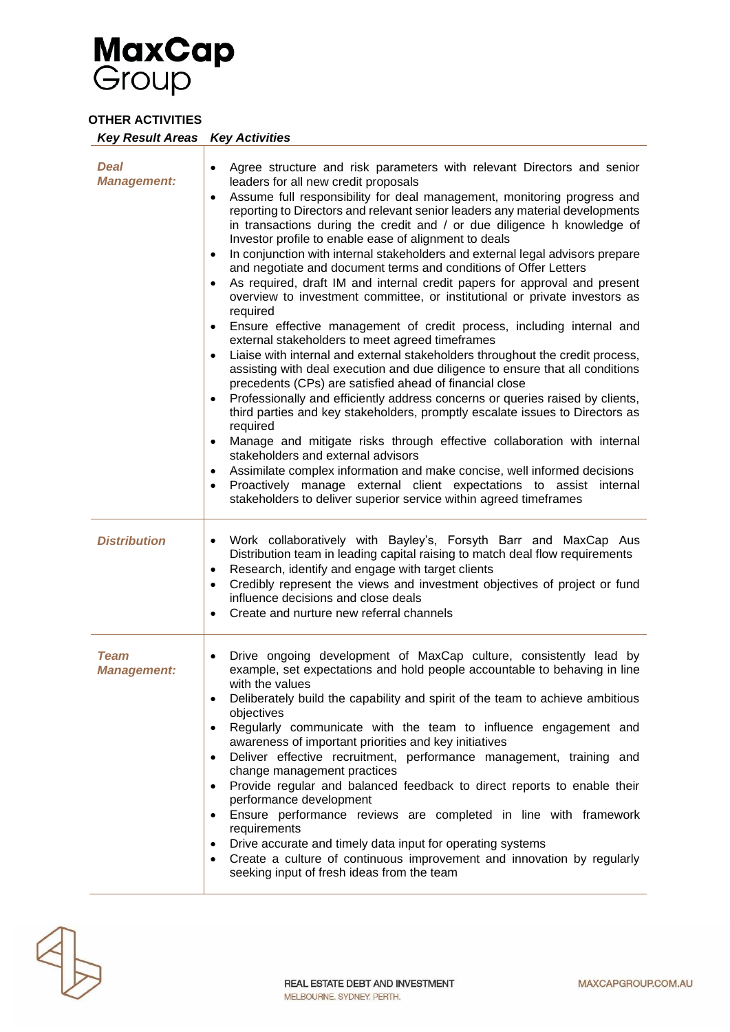**OTHER ACTIVITIES**

| *Key Result Areas* | *Key Activities* |
|---|---|
| ***Deal Management:*** | • Agree structure and risk parameters with relevant Directors and senior leaders for all new credit proposals<br>• Assume full responsibility for deal management, monitoring progress and reporting to Directors and relevant senior leaders any material developments in transactions during the credit and / or due diligence h knowledge of Investor profile to enable ease of alignment to deals<br>• In conjunction with internal stakeholders and external legal advisors prepare and negotiate and document terms and conditions of Offer Letters<br>• As required, draft IM and internal credit papers for approval and present overview to investment committee, or institutional or private investors as required<br>• Ensure effective management of credit process, including internal and external stakeholders to meet agreed timeframes<br>• Liaise with internal and external stakeholders throughout the credit process, assisting with deal execution and due diligence to ensure that all conditions precedents (CPs) are satisfied ahead of financial close<br>• Professionally and efficiently address concerns or queries raised by clients, third parties and key stakeholders, promptly escalate issues to Directors as required<br>• Manage and mitigate risks through effective collaboration with internal stakeholders and external advisors<br>• Assimilate complex information and make concise, well informed decisions<br>• Proactively manage external client expectations to assist internal stakeholders to deliver superior service within agreed timeframes |
| ***Distribution*** | • Work collaboratively with Bayley's, Forsyth Barr and MaxCap Aus Distribution team in leading capital raising to match deal flow requirements<br>• Research, identify and engage with target clients<br>• Credibly represent the views and investment objectives of project or fund influence decisions and close deals<br>• Create and nurture new referral channels |
| ***Team Management:*** | • Drive ongoing development of MaxCap culture, consistently lead by example, set expectations and hold people accountable to behaving in line with the values<br>• Deliberately build the capability and spirit of the team to achieve ambitious objectives<br>• Regularly communicate with the team to influence engagement and awareness of important priorities and key initiatives<br>• Deliver effective recruitment, performance management, training and change management practices<br>• Provide regular and balanced feedback to direct reports to enable their performance development<br>• Ensure performance reviews are completed in line with framework requirements<br>• Drive accurate and timely data input for operating systems<br>• Create a culture of continuous improvement and innovation by regularly seeking input of fresh ideas from the team |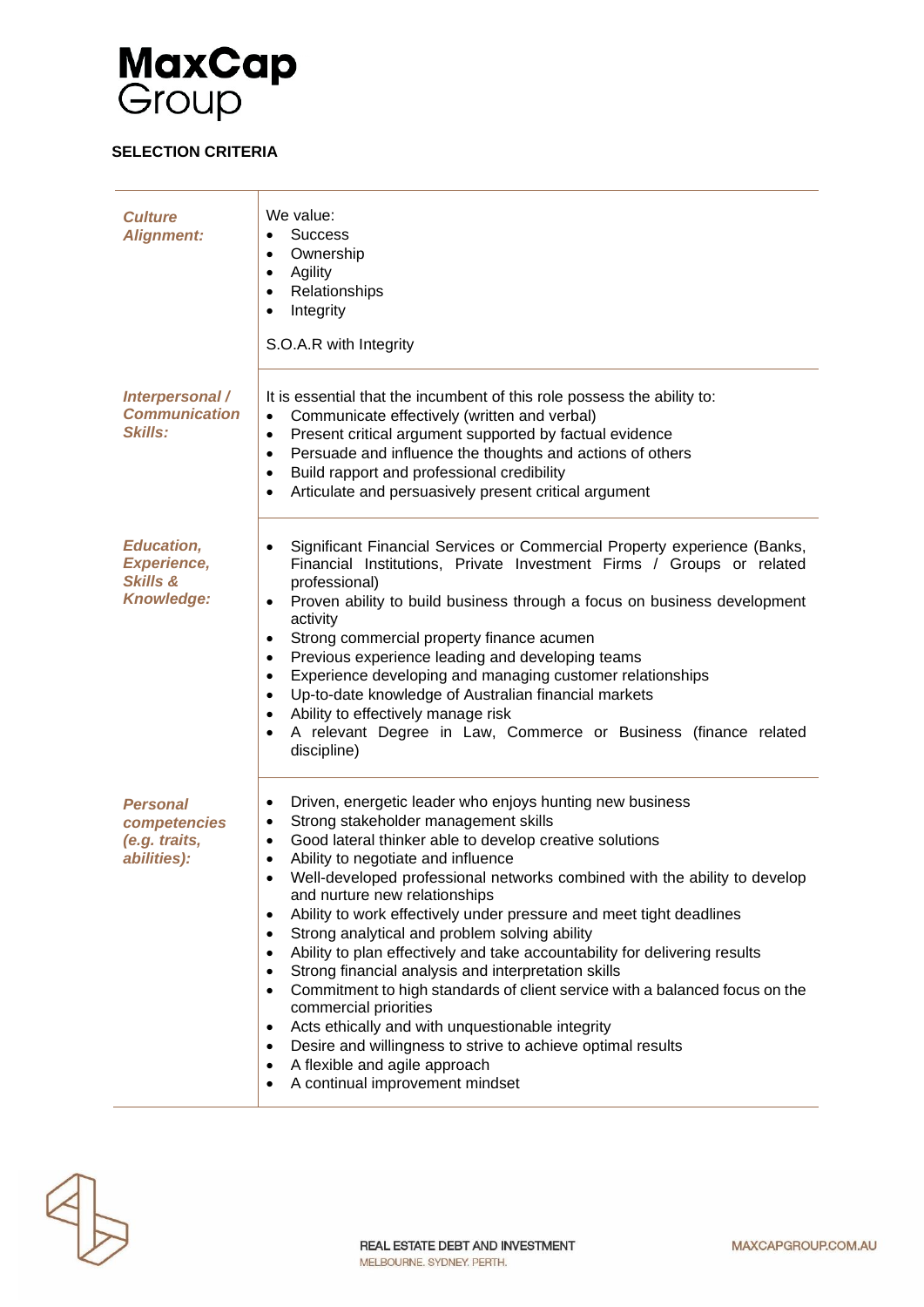# MaxCap Group

**SELECTION CRITERIA**

| | |
|---|---|
| ***Culture Alignment:*** | We value:<br>• Success<br>• Ownership<br>• Agility<br>• Relationships<br>• Integrity<br><br>S.O.A.R with Integrity |
| ***Interpersonal / Communication Skills:*** | It is essential that the incumbent of this role possess the ability to:<br>• Communicate effectively (written and verbal)<br>• Present critical argument supported by factual evidence<br>• Persuade and influence the thoughts and actions of others<br>• Build rapport and professional credibility<br>• Articulate and persuasively present critical argument |
| ***Education, Experience, Skills & Knowledge:*** | • Significant Financial Services or Commercial Property experience (Banks, Financial Institutions, Private Investment Firms / Groups or related professional)<br>• Proven ability to build business through a focus on business development activity<br>• Strong commercial property finance acumen<br>• Previous experience leading and developing teams<br>• Experience developing and managing customer relationships<br>• Up-to-date knowledge of Australian financial markets<br>• Ability to effectively manage risk<br>• A relevant Degree in Law, Commerce or Business (finance related discipline) |
| ***Personal competencies (e.g. traits, abilities):*** | • Driven, energetic leader who enjoys hunting new business<br>• Strong stakeholder management skills<br>• Good lateral thinker able to develop creative solutions<br>• Ability to negotiate and influence<br>• Well-developed professional networks combined with the ability to develop and nurture new relationships<br>• Ability to work effectively under pressure and meet tight deadlines<br>• Strong analytical and problem solving ability<br>• Ability to plan effectively and take accountability for delivering results<br>• Strong financial analysis and interpretation skills<br>• Commitment to high standards of client service with a balanced focus on the commercial priorities<br>• Acts ethically and with unquestionable integrity<br>• Desire and willingness to strive to achieve optimal results<br>• A flexible and agile approach<br>• A continual improvement mindset |